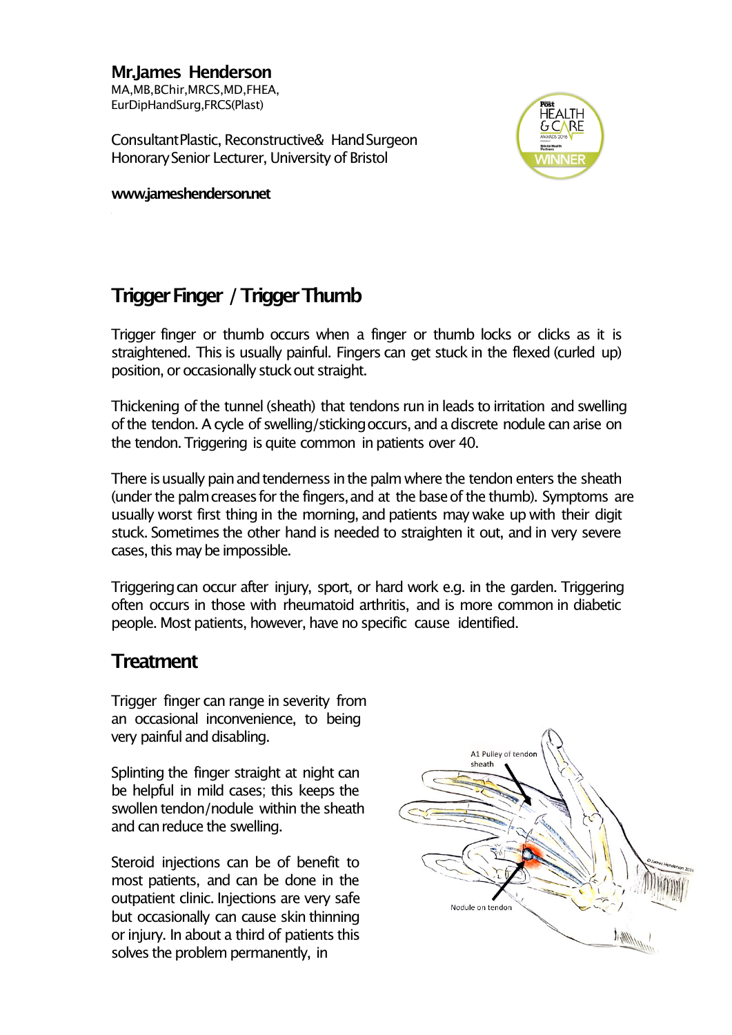**Mr.James Henderson**
MA,MB,BChir,MRCS,MD,FHEA,
EurDipHandSurg,FRCS(Plast)

Consultant Plastic, Reconstructive & Hand Surgeon
Honorary Senior Lecturer, University of Bristol

**www.jameshenderson.net**

## Trigger Finger / Trigger Thumb

Trigger finger or thumb occurs when a finger or thumb locks or clicks as it is straightened. This is usually painful. Fingers can get stuck in the flexed (curled up) position, or occasionally stuck out straight.

Thickening of the tunnel (sheath) that tendons run in leads to irritation and swelling of the tendon. A cycle of swelling/sticking occurs, and a discrete nodule can arise on the tendon. Triggering is quite common in patients over 40.

There is usually pain and tenderness in the palm where the tendon enters the sheath (under the palm creases for the fingers, and at the base of the thumb). Symptoms are usually worst first thing in the morning, and patients may wake up with their digit stuck. Sometimes the other hand is needed to straighten it out, and in very severe cases, this may be impossible.

Triggering can occur after injury, sport, or hard work e.g. in the garden. Triggering often occurs in those with rheumatoid arthritis, and is more common in diabetic people. Most patients, however, have no specific cause identified.

## Treatment

Trigger finger can range in severity from an occasional inconvenience, to being very painful and disabling.

Splinting the finger straight at night can be helpful in mild cases; this keeps the swollen tendon/nodule within the sheath and can reduce the swelling.

Steroid injections can be of benefit to most patients, and can be done in the outpatient clinic. Injections are very safe but occasionally can cause skin thinning or injury. In about a third of patients this solves the problem permanently, in

A1 Pulley of tendon sheath

Nodule on tendon

© James Henderson 2016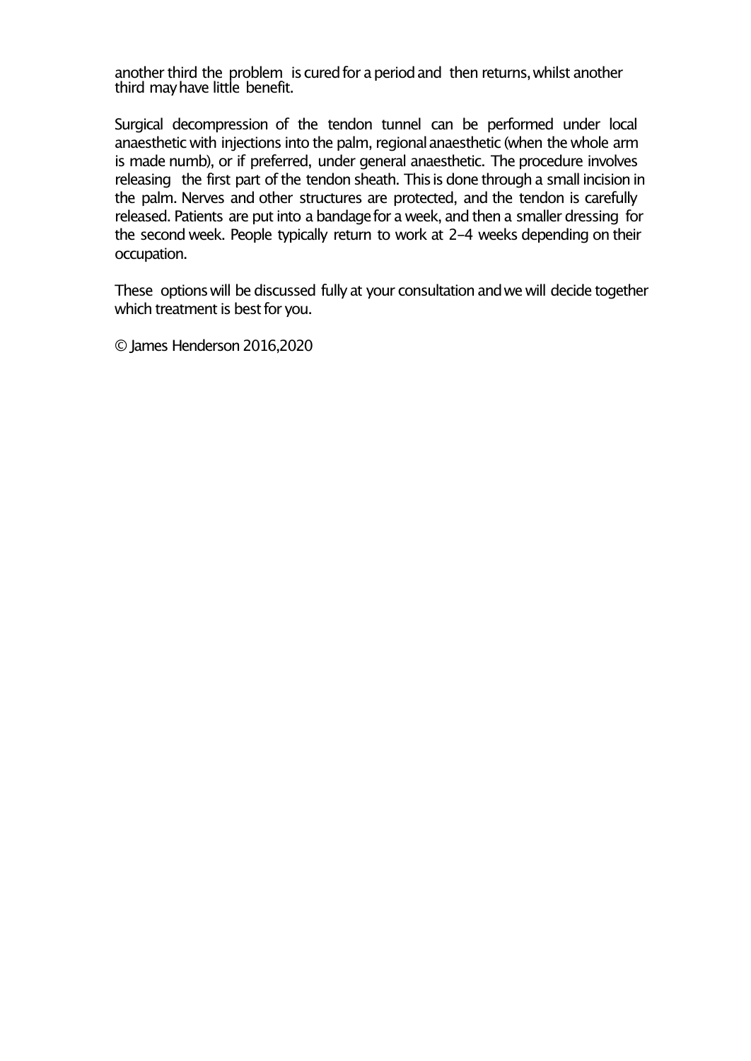another third the problem is cured for a period and then returns, whilst another third may have little benefit.

Surgical decompression of the tendon tunnel can be performed under local anaesthetic with injections into the palm, regional anaesthetic (when the whole arm is made numb), or if preferred, under general anaesthetic. The procedure involves releasing the first part of the tendon sheath. This is done through a small incision in the palm. Nerves and other structures are protected, and the tendon is carefully released. Patients are put into a bandage for a week, and then a smaller dressing for the second week. People typically return to work at 2–4 weeks depending on their occupation.

These options will be discussed fully at your consultation and we will decide together which treatment is best for you.

© James Henderson 2016,2020